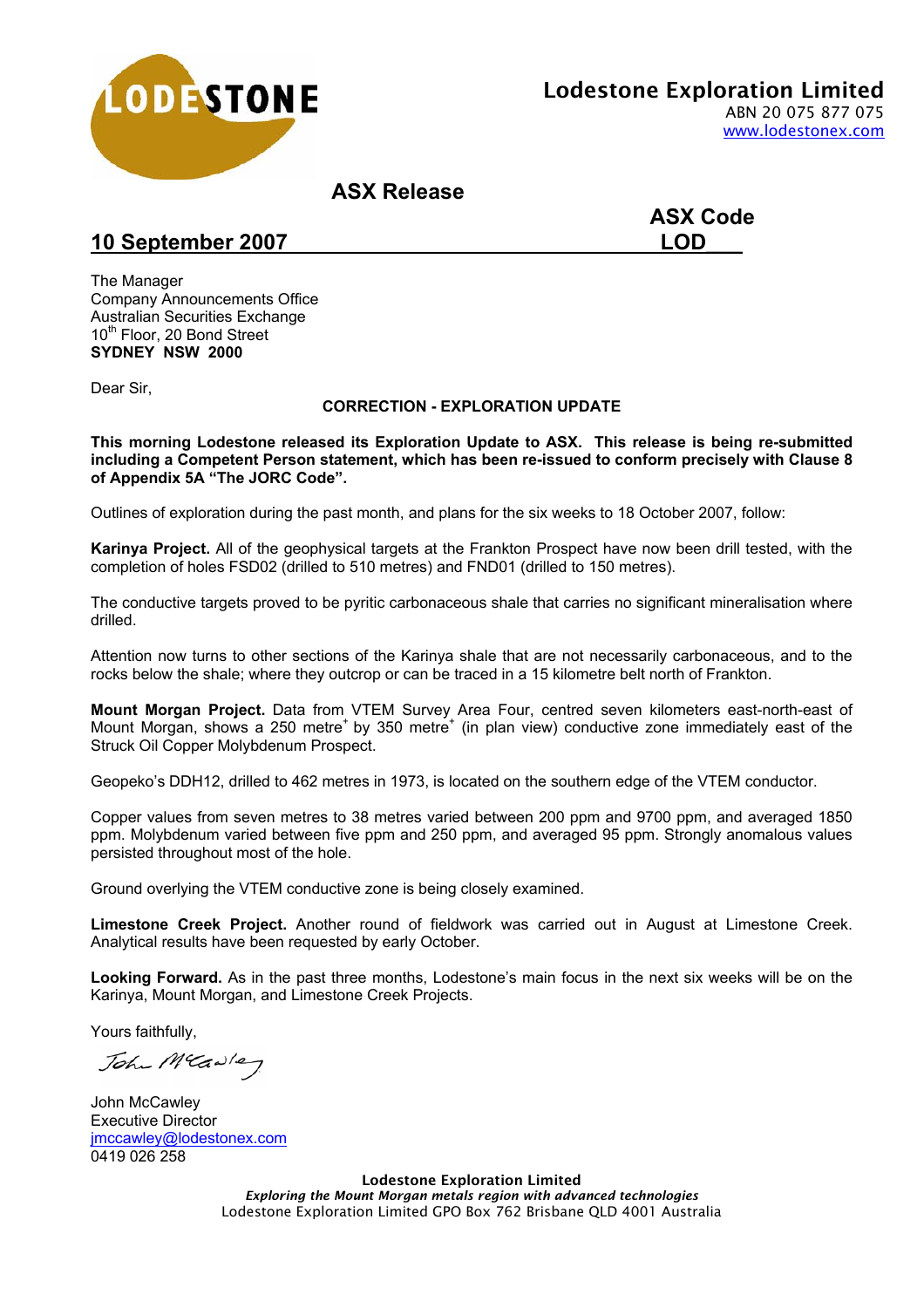**Lodestone Exploration Limited**
ABN 20 075 877 075
www.lodestonex.com

## ASX Release

**ASX Code LOD**

**10 September 2007**

The Manager
Company Announcements Office
Australian Securities Exchange
10th Floor, 20 Bond Street
**SYDNEY NSW 2000**

Dear Sir,

**CORRECTION - EXPLORATION UPDATE**

**This morning Lodestone released its Exploration Update to ASX. This release is being re-submitted including a Competent Person statement, which has been re-issued to conform precisely with Clause 8 of Appendix 5A "The JORC Code".**

Outlines of exploration during the past month, and plans for the six weeks to 18 October 2007, follow:

**Karinya Project.** All of the geophysical targets at the Frankton Prospect have now been drill tested, with the completion of holes FSD02 (drilled to 510 metres) and FND01 (drilled to 150 metres).

The conductive targets proved to be pyritic carbonaceous shale that carries no significant mineralisation where drilled.

Attention now turns to other sections of the Karinya shale that are not necessarily carbonaceous, and to the rocks below the shale; where they outcrop or can be traced in a 15 kilometre belt north of Frankton.

**Mount Morgan Project.** Data from VTEM Survey Area Four, centred seven kilometers east-north-east of Mount Morgan, shows a 250 metre+ by 350 metre+ (in plan view) conductive zone immediately east of the Struck Oil Copper Molybdenum Prospect.

Geopeko's DDH12, drilled to 462 metres in 1973, is located on the southern edge of the VTEM conductor.

Copper values from seven metres to 38 metres varied between 200 ppm and 9700 ppm, and averaged 1850 ppm. Molybdenum varied between five ppm and 250 ppm, and averaged 95 ppm. Strongly anomalous values persisted throughout most of the hole.

Ground overlying the VTEM conductive zone is being closely examined.

**Limestone Creek Project.** Another round of fieldwork was carried out in August at Limestone Creek. Analytical results have been requested by early October.

**Looking Forward.** As in the past three months, Lodestone's main focus in the next six weeks will be on the Karinya, Mount Morgan, and Limestone Creek Projects.

Yours faithfully,

John McCawley
Executive Director
jmccawley@lodestonex.com
0419 026 258

**Lodestone Exploration Limited**
***Exploring the Mount Morgan metals region with advanced technologies***
Lodestone Exploration Limited GPO Box 762 Brisbane QLD 4001 Australia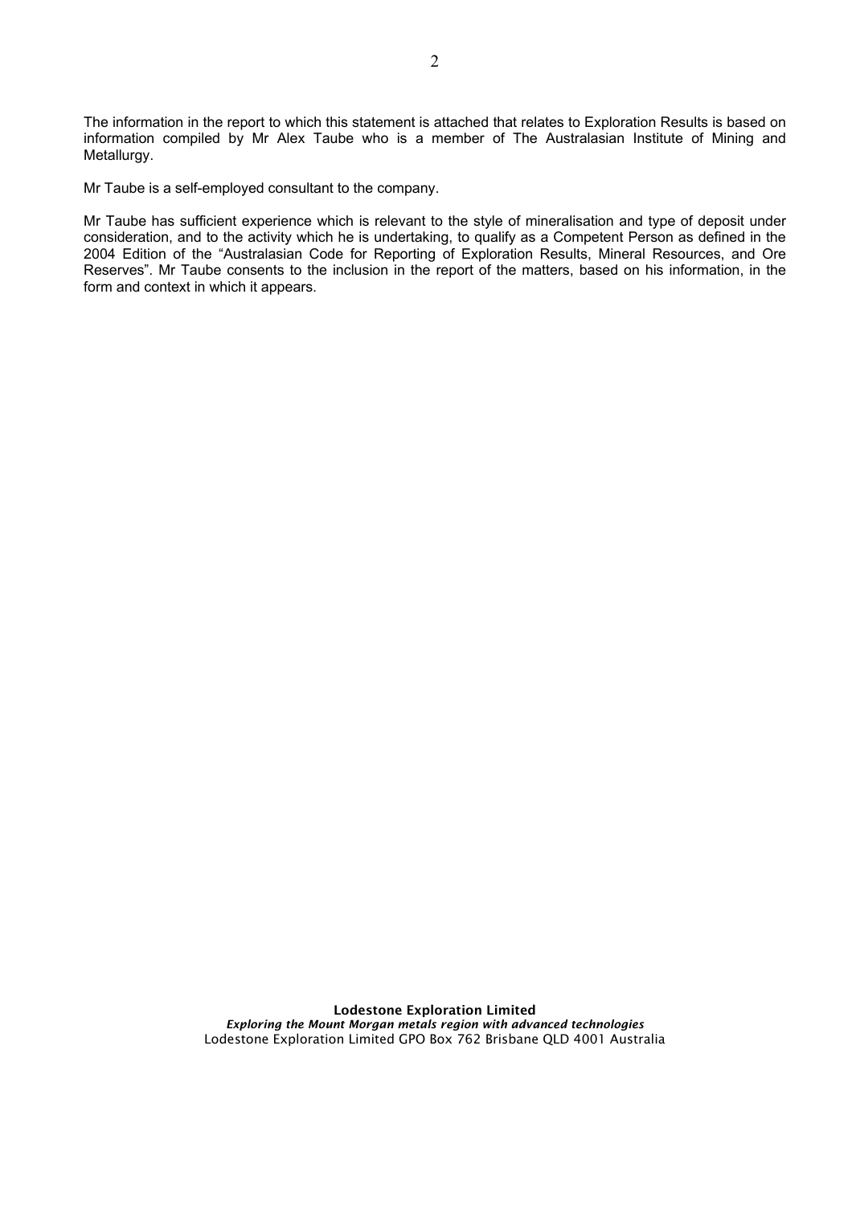The information in the report to which this statement is attached that relates to Exploration Results is based on information compiled by Mr Alex Taube who is a member of The Australasian Institute of Mining and Metallurgy.

Mr Taube is a self-employed consultant to the company.

Mr Taube has sufficient experience which is relevant to the style of mineralisation and type of deposit under consideration, and to the activity which he is undertaking, to qualify as a Competent Person as defined in the 2004 Edition of the "Australasian Code for Reporting of Exploration Results, Mineral Resources, and Ore Reserves". Mr Taube consents to the inclusion in the report of the matters, based on his information, in the form and context in which it appears.